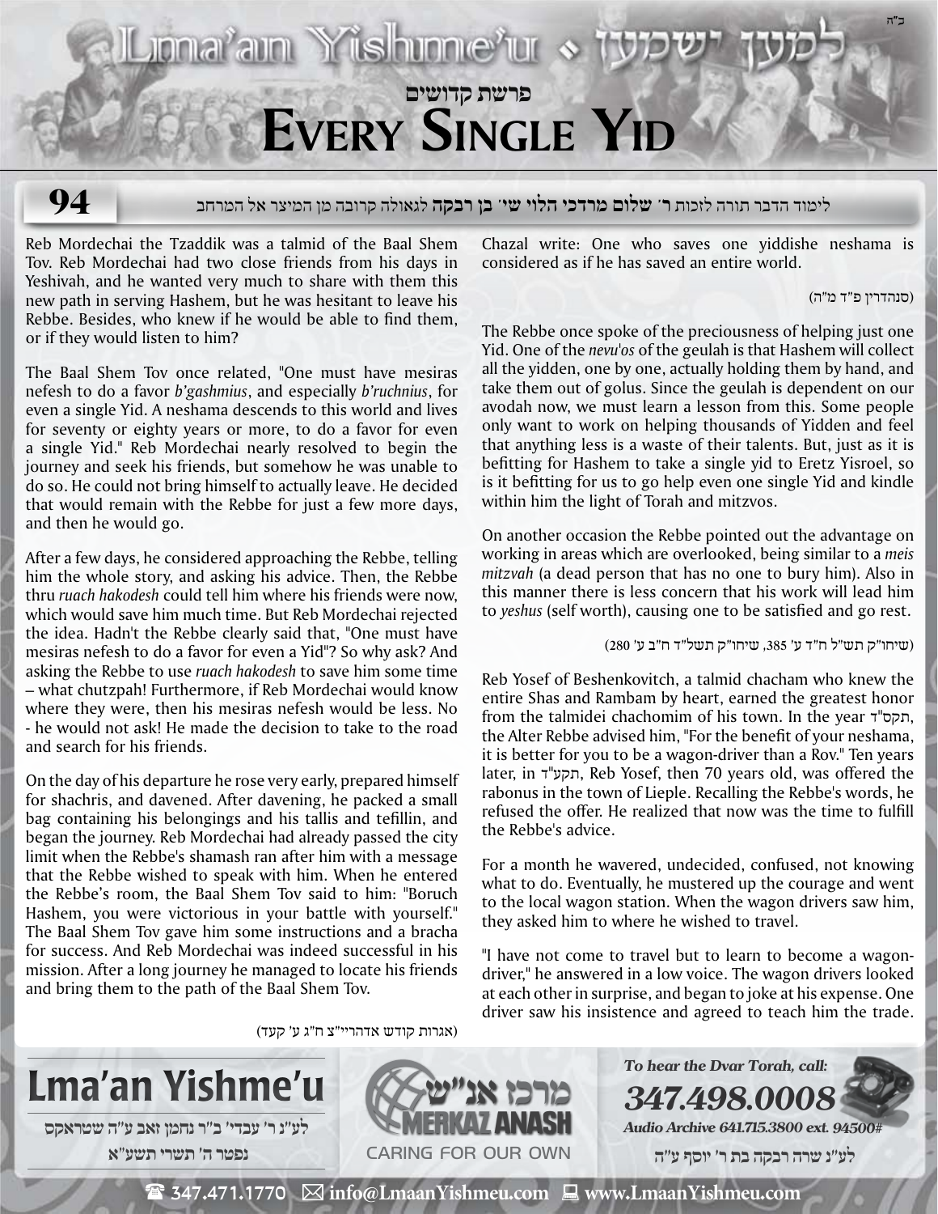# פרשת קדושים

# Every Single Yid

**94**

לימוד הדבר תורה לזכות **ר' שלום מרדכי הלוי שי' בן רבקה** לגאולה קרובה מן המיצר אל המרחב

Reb Mordechai the Tzaddik was a talmid of the Baal Shem Tov. Reb Mordechai had two close friends from his days in Yeshivah, and he wanted very much to share with them this new path in serving Hashem, but he was hesitant to leave his Rebbe. Besides, who knew if he would be able to find them, or if they would listen to him?

The Baal Shem Tov once related, "One must have mesiras nefesh to do a favor *b'gashmius*, and especially *b'ruchnius*, for even a single Yid. A neshama descends to this world and lives for seventy or eighty years or more, to do a favor for even a single Yid." Reb Mordechai nearly resolved to begin the journey and seek his friends, but somehow he was unable to do so. He could not bring himself to actually leave. He decided that would remain with the Rebbe for just a few more days, and then he would go.

After a few days, he considered approaching the Rebbe, telling him the whole story, and asking his advice. Then, the Rebbe thru *ruach hakodesh* could tell him where his friends were now, which would save him much time. But Reb Mordechai rejected the idea. Hadn't the Rebbe clearly said that, "One must have mesiras nefesh to do a favor for even a Yid"? So why ask? And asking the Rebbe to use *ruach hakodesh* to save him some time – what chutzpah! Furthermore, if Reb Mordechai would know where they were, then his mesiras nefesh would be less. No - he would not ask! He made the decision to take to the road and search for his friends.

On the day of his departure he rose very early, prepared himself for shachris, and davened. After davening, he packed a small bag containing his belongings and his tallis and tefillin, and began the journey. Reb Mordechai had already passed the city limit when the Rebbe's shamash ran after him with a message that the Rebbe wished to speak with him. When he entered the Rebbe's room, the Baal Shem Tov said to him: "Boruch Hashem, you were victorious in your battle with yourself." The Baal Shem Tov gave him some instructions and a bracha for success. And Reb Mordechai was indeed successful in his mission. After a long journey he managed to locate his friends and bring them to the path of the Baal Shem Tov.

(אגרות קודש אדהריי"צ ח"ג ע' קעד)

Chazal write: One who saves one yiddishe neshama is considered as if he has saved an entire world.

(סנהדרין פ"ד מ"ה)

The Rebbe once spoke of the preciousness of helping just one Yid. One of the *nevu'os* of the geulah is that Hashem will collect all the yidden, one by one, actually holding them by hand, and take them out of golus. Since the geulah is dependent on our avodah now, we must learn a lesson from this. Some people only want to work on helping thousands of Yidden and feel that anything less is a waste of their talents. But, just as it is befitting for Hashem to take a single yid to Eretz Yisroel, so is it befitting for us to go help even one single Yid and kindle within him the light of Torah and mitzvos.

On another occasion the Rebbe pointed out the advantage on working in areas which are overlooked, being similar to a *meis mitzvah* (a dead person that has no one to bury him). Also in this manner there is less concern that his work will lead him to *yeshus* (self worth), causing one to be satisfied and go rest.

(שיחו"ק תש"ל ח"ד ע' 385, שיחו"ק תשל"ד ח"ב ע' 280)

Reb Yosef of Beshenkovitch, a talmid chacham who knew the entire Shas and Rambam by heart, earned the greatest honor from the talmidei chachomim of his town. In the year תקס"ד, the Alter Rebbe advised him, "For the benefit of your neshama, it is better for you to be a wagon-driver than a Rov." Ten years later, in תקע"ד, Reb Yosef, then 70 years old, was offered the rabonus in the town of Liepl. Recalling the Rebbe's words, he refused the offer. He realized that now was the time to fulfill the Rebbe's advice.

For a month he wavered, undecided, confused, not knowing what to do. Eventually, he mustered up the courage and went to the local wagon station. When the wagon drivers saw him, they asked him to where he wished to travel.

"I have not come to travel but to learn to become a wagon-driver," he answered in a low voice. The wagon drivers looked at each other in surprise, and began to joke at his expense. One driver saw his insistence and agreed to teach him the trade.

**Lma'an Yishme'u**

לע"נ ר' עבדי' ב"ר נחמן זאב ע"ה שטראקס
נפטר ה' תשרי תשע"א

מרכז אנ"ש — MERKAZ ANASH — CARING FOR OUR OWN

*To hear the Dvar Torah, call:*
**347.498.0008**
*Audio Archive 641.715.3800 ext. 94500#*

לע"נ שרה רבקה בת ר' יוסף ע"ה

347.471.1770 | info@LmaanYishmeu.com | www.LmaanYishmeu.com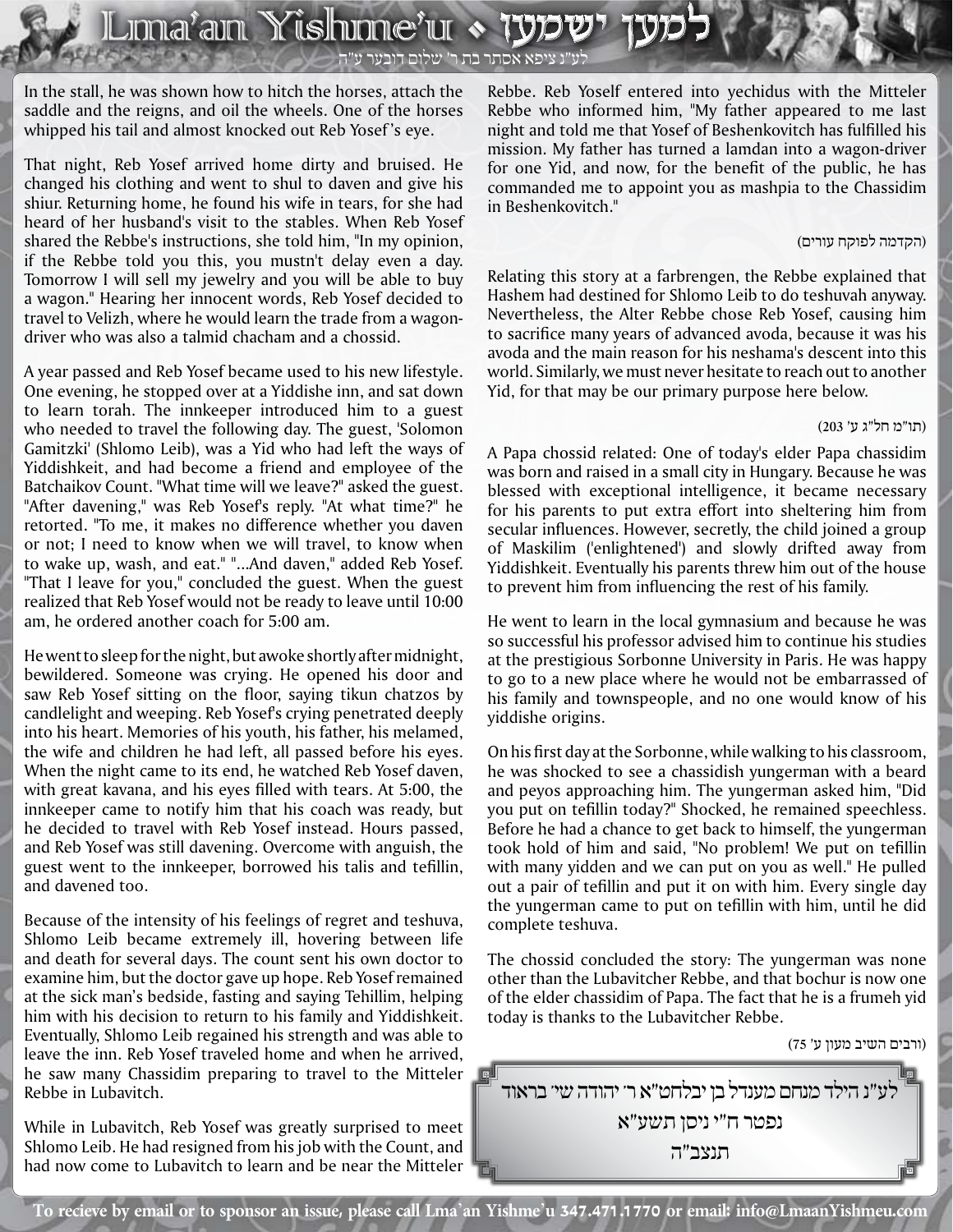In the stall, he was shown how to hitch the horses, attach the saddle and the reigns, and oil the wheels. One of the horses whipped his tail and almost knocked out Reb Yosef's eye.

That night, Reb Yosef arrived home dirty and bruised. He changed his clothing and went to shul to daven and give his shiur. Returning home, he found his wife in tears, for she had heard of her husband's visit to the stables. When Reb Yosef shared the Rebbe's instructions, she told him, "In my opinion, if the Rebbe told you this, you mustn't delay even a day. Tomorrow I will sell my jewelry and you will be able to buy a wagon." Hearing her innocent words, Reb Yosef decided to travel to Velizh, where he would learn the trade from a wagon-driver who was also a talmid chacham and a chossid.

A year passed and Reb Yosef became used to his new lifestyle. One evening, he stopped over at a Yiddishe inn, and sat down to learn torah. The innkeeper introduced him to a guest who needed to travel the following day. The guest, 'Solomon Gamitzki' (Shlomo Leib), was a Yid who had left the ways of Yiddishkeit, and had become a friend and employee of the Batchaikov Count. "What time will we leave?" asked the guest. "After davening," was Reb Yosef's reply. "At what time?" he retorted. "To me, it makes no difference whether you daven or not; I need to know when we will travel, to know when to wake up, wash, and eat." "...And daven," added Reb Yosef. "That I leave for you," concluded the guest. When the guest realized that Reb Yosef would not be ready to leave until 10:00 am, he ordered another coach for 5:00 am.

He went to sleep for the night, but awoke shortly after midnight, bewildered. Someone was crying. He opened his door and saw Reb Yosef sitting on the floor, saying tikun chatzos by candlelight and weeping. Reb Yosef's crying penetrated deeply into his heart. Memories of his youth, his father, his melamed, the wife and children he had left, all passed before his eyes. When the night came to its end, he watched Reb Yosef daven, with great kavana, and his eyes filled with tears. At 5:00, the innkeeper came to notify him that his coach was ready, but he decided to travel with Reb Yosef instead. Hours passed, and Reb Yosef was still davening. Overcome with anguish, the guest went to the innkeeper, borrowed his talis and tefillin, and davened too.

Because of the intensity of his feelings of regret and teshuva, Shlomo Leib became extremely ill, hovering between life and death for several days. The count sent his own doctor to examine him, but the doctor gave up hope. Reb Yosef remained at the sick man's bedside, fasting and saying Tehillim, helping him with his decision to return to his family and Yiddishkeit. Eventually, Shlomo Leib regained his strength and was able to leave the inn. Reb Yosef traveled home and when he arrived, he saw many Chassidim preparing to travel to the Mitteler Rebbe in Lubavitch.

While in Lubavitch, Reb Yosef was greatly surprised to meet Shlomo Leib. He had resigned from his job with the Count, and had now come to Lubavitch to learn and be near the Mitteler Rebbe. Reb Yoself entered into yechidus with the Mitteler Rebbe who informed him, "My father appeared to me last night and told me that Yosef of Beshenkovitch has fulfilled his mission. My father has turned a lamdan into a wagon-driver for one Yid, and now, for the benefit of the public, he has commanded me to appoint you as mashpia to the Chassidim in Beshenkovitch."

(הקדמה לפוקח עורים)

Relating this story at a farbrengen, the Rebbe explained that Hashem had destined for Shlomo Leib to do teshuvah anyway. Nevertheless, the Alter Rebbe chose Reb Yosef, causing him to sacrifice many years of advanced avoda, because it was his avoda and the main reason for his neshama's descent into this world. Similarly, we must never hesitate to reach out to another Yid, for that may be our primary purpose here below.

(תו"מ חל"ג ע' 203)

A Papa chossid related: One of today's elder Papa chassidim was born and raised in a small city in Hungary. Because he was blessed with exceptional intelligence, it became necessary for his parents to put extra effort into sheltering him from secular influences. However, secretly, the child joined a group of Maskilim ('enlightened') and slowly drifted away from Yiddishkeit. Eventually his parents threw him out of the house to prevent him from influencing the rest of his family.

He went to learn in the local gymnasium and because he was so successful his professor advised him to continue his studies at the prestigious Sorbonne University in Paris. He was happy to go to a new place where he would not be embarrassed of his family and townspeople, and no one would know of his yiddishe origins.

On his first day at the Sorbonne, while walking to his classroom, he was shocked to see a chassidish yungerman with a beard and peyos approaching him. The yungerman asked him, "Did you put on tefillin today?" Shocked, he remained speechless. Before he had a chance to get back to himself, the yungerman took hold of him and said, "No problem! We put on tefillin with many yidden and we can put on you as well." He pulled out a pair of tefillin and put it on with him. Every single day the yungerman came to put on tefillin with him, until he did complete teshuva.

The chossid concluded the story: The yungerman was none other than the Lubavitcher Rebbe, and that bochur is now one of the elder chassidim of Papa. The fact that he is a frumeh yid today is thanks to the Lubavitcher Rebbe.

(ורבים השיב מעון ע' 75)

לע"נ הילד מנחם מענדל בן יבלחט"א ר' יהודה שי' בראוד
נפטר ח"י ניסן תשע"א
תנצב"ה

To recieve by email or to sponsor an issue, please call Lma'an Yishme'u 347.471.1770 or email: info@LmaanYishmeu.com